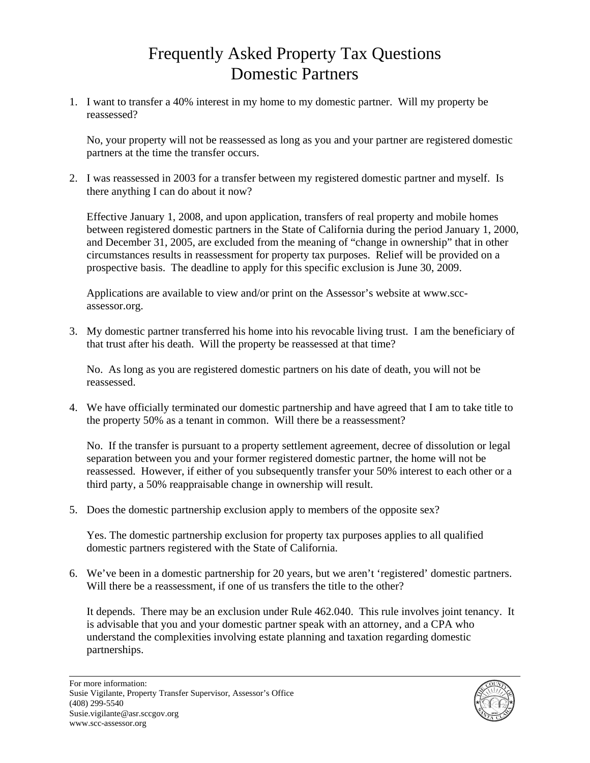# Frequently Asked Property Tax Questions Domestic Partners

1. I want to transfer a 40% interest in my home to my domestic partner. Will my property be reassessed?

   No, your property will not be reassessed as long as you and your partner are registered domestic partners at the time the transfer occurs.

2. I was reassessed in 2003 for a transfer between my registered domestic partner and myself. Is there anything I can do about it now?

   Effective January 1, 2008, and upon application, transfers of real property and mobile homes between registered domestic partners in the State of California during the period January 1, 2000, and December 31, 2005, are excluded from the meaning of "change in ownership" that in other circumstances results in reassessment for property tax purposes. Relief will be provided on a prospective basis. The deadline to apply for this specific exclusion is June 30, 2009.

   Applications are available to view and/or print on the Assessor's website at www.scc-assessor.org.

3. My domestic partner transferred his home into his revocable living trust. I am the beneficiary of that trust after his death. Will the property be reassessed at that time?

   No. As long as you are registered domestic partners on his date of death, you will not be reassessed.

4. We have officially terminated our domestic partnership and have agreed that I am to take title to the property 50% as a tenant in common. Will there be a reassessment?

   No. If the transfer is pursuant to a property settlement agreement, decree of dissolution or legal separation between you and your former registered domestic partner, the home will not be reassessed. However, if either of you subsequently transfer your 50% interest to each other or a third party, a 50% reappraisable change in ownership will result.

5. Does the domestic partnership exclusion apply to members of the opposite sex?

   Yes. The domestic partnership exclusion for property tax purposes applies to all qualified domestic partners registered with the State of California.

6. We've been in a domestic partnership for 20 years, but we aren't 'registered' domestic partners. Will there be a reassessment, if one of us transfers the title to the other?

   It depends. There may be an exclusion under Rule 462.040. This rule involves joint tenancy. It is advisable that you and your domestic partner speak with an attorney, and a CPA who understand the complexities involving estate planning and taxation regarding domestic partnerships.

---

For more information:
Susie Vigilante, Property Transfer Supervisor, Assessor's Office
(408) 299-5540
Susie.vigilante@asr.sccgov.org
www.scc-assessor.org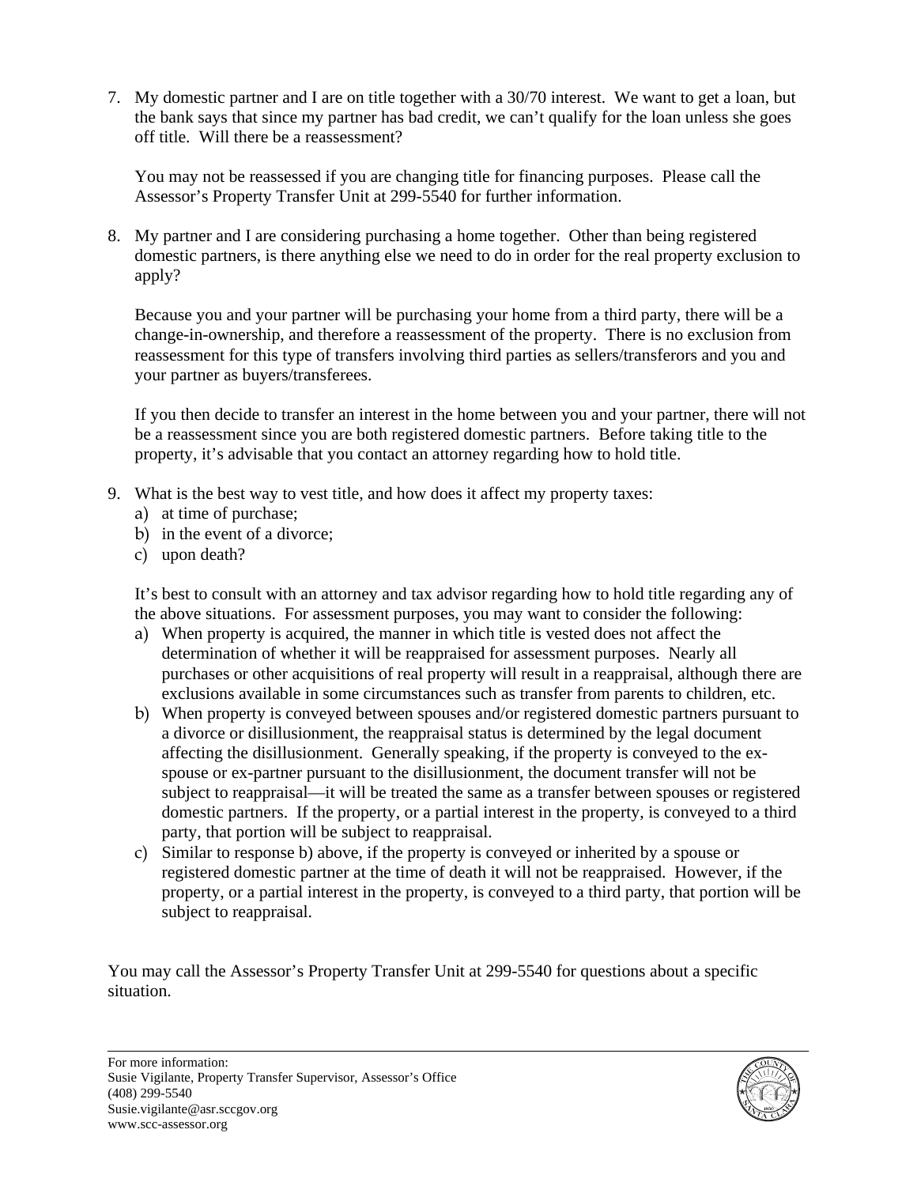7. My domestic partner and I are on title together with a 30/70 interest. We want to get a loan, but the bank says that since my partner has bad credit, we can't qualify for the loan unless she goes off title. Will there be a reassessment?

   You may not be reassessed if you are changing title for financing purposes. Please call the Assessor's Property Transfer Unit at 299-5540 for further information.

8. My partner and I are considering purchasing a home together. Other than being registered domestic partners, is there anything else we need to do in order for the real property exclusion to apply?

   Because you and your partner will be purchasing your home from a third party, there will be a change-in-ownership, and therefore a reassessment of the property. There is no exclusion from reassessment for this type of transfers involving third parties as sellers/transferors and you and your partner as buyers/transferees.

   If you then decide to transfer an interest in the home between you and your partner, there will not be a reassessment since you are both registered domestic partners. Before taking title to the property, it's advisable that you contact an attorney regarding how to hold title.

9. What is the best way to vest title, and how does it affect my property taxes:
   a) at time of purchase;
   b) in the event of a divorce;
   c) upon death?

   It's best to consult with an attorney and tax advisor regarding how to hold title regarding any of the above situations. For assessment purposes, you may want to consider the following:
   a) When property is acquired, the manner in which title is vested does not affect the determination of whether it will be reappraised for assessment purposes. Nearly all purchases or other acquisitions of real property will result in a reappraisal, although there are exclusions available in some circumstances such as transfer from parents to children, etc.
   b) When property is conveyed between spouses and/or registered domestic partners pursuant to a divorce or disillusionment, the reappraisal status is determined by the legal document affecting the disillusionment. Generally speaking, if the property is conveyed to the ex-spouse or ex-partner pursuant to the disillusionment, the document transfer will not be subject to reappraisal—it will be treated the same as a transfer between spouses or registered domestic partners. If the property, or a partial interest in the property, is conveyed to a third party, that portion will be subject to reappraisal.
   c) Similar to response b) above, if the property is conveyed or inherited by a spouse or registered domestic partner at the time of death it will not be reappraised. However, if the property, or a partial interest in the property, is conveyed to a third party, that portion will be subject to reappraisal.

You may call the Assessor's Property Transfer Unit at 299-5540 for questions about a specific situation.

---

For more information:
Susie Vigilante, Property Transfer Supervisor, Assessor's Office
(408) 299-5540
Susie.vigilante@asr.sccgov.org
www.scc-assessor.org